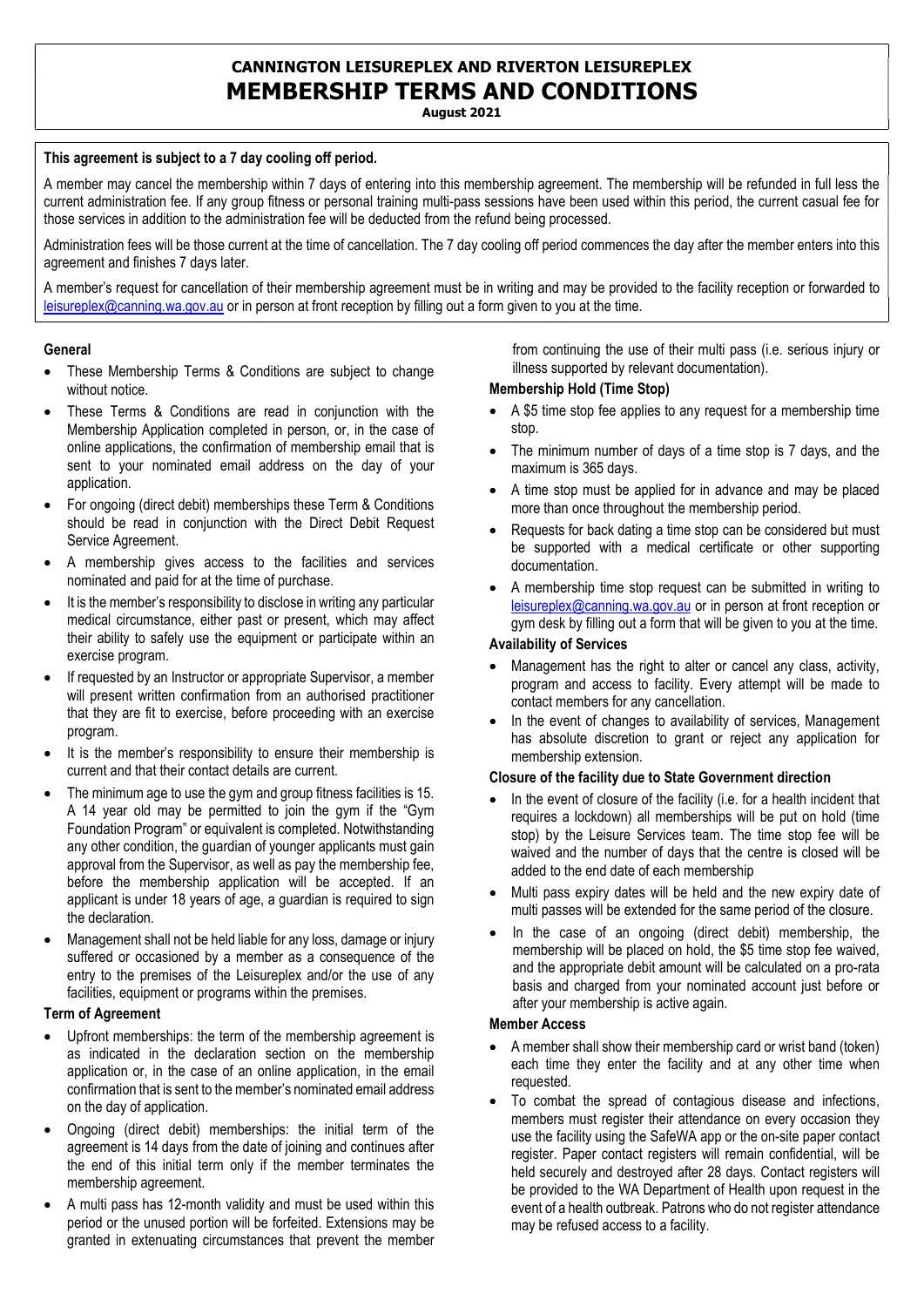# CANNINGTON LEISUREPLEX AND RIVERTON LEISUREPLEX
# MEMBERSHIP TERMS AND CONDITIONS

**August 2021**

**This agreement is subject to a 7 day cooling off period.**

A member may cancel the membership within 7 days of entering into this membership agreement. The membership will be refunded in full less the current administration fee. If any group fitness or personal training multi-pass sessions have been used within this period, the current casual fee for those services in addition to the administration fee will be deducted from the refund being processed.

Administration fees will be those current at the time of cancellation. The 7 day cooling off period commences the day after the member enters into this agreement and finishes 7 days later.

A member's request for cancellation of their membership agreement must be in writing and may be provided to the facility reception or forwarded to leisureplex@canning.wa.gov.au or in person at front reception by filling out a form given to you at the time.

### General

- These Membership Terms & Conditions are subject to change without notice.
- These Terms & Conditions are read in conjunction with the Membership Application completed in person, or, in the case of online applications, the confirmation of membership email that is sent to your nominated email address on the day of your application.
- For ongoing (direct debit) memberships these Term & Conditions should be read in conjunction with the Direct Debit Request Service Agreement.
- A membership gives access to the facilities and services nominated and paid for at the time of purchase.
- It is the member's responsibility to disclose in writing any particular medical circumstance, either past or present, which may affect their ability to safely use the equipment or participate within an exercise program.
- If requested by an Instructor or appropriate Supervisor, a member will present written confirmation from an authorised practitioner that they are fit to exercise, before proceeding with an exercise program.
- It is the member's responsibility to ensure their membership is current and that their contact details are current.
- The minimum age to use the gym and group fitness facilities is 15. A 14 year old may be permitted to join the gym if the "Gym Foundation Program" or equivalent is completed. Notwithstanding any other condition, the guardian of younger applicants must gain approval from the Supervisor, as well as pay the membership fee, before the membership application will be accepted. If an applicant is under 18 years of age, a guardian is required to sign the declaration.
- Management shall not be held liable for any loss, damage or injury suffered or occasioned by a member as a consequence of the entry to the premises of the Leisureplex and/or the use of any facilities, equipment or programs within the premises.

### Term of Agreement

- Upfront memberships: the term of the membership agreement is as indicated in the declaration section on the membership application or, in the case of an online application, in the email confirmation that is sent to the member's nominated email address on the day of application.
- Ongoing (direct debit) memberships: the initial term of the agreement is 14 days from the date of joining and continues after the end of this initial term only if the member terminates the membership agreement.
- A multi pass has 12-month validity and must be used within this period or the unused portion will be forfeited. Extensions may be granted in extenuating circumstances that prevent the member from continuing the use of their multi pass (i.e. serious injury or illness supported by relevant documentation).

### Membership Hold (Time Stop)

- A $5 time stop fee applies to any request for a membership time stop.
- The minimum number of days of a time stop is 7 days, and the maximum is 365 days.
- A time stop must be applied for in advance and may be placed more than once throughout the membership period.
- Requests for back dating a time stop can be considered but must be supported with a medical certificate or other supporting documentation.
- A membership time stop request can be submitted in writing to leisureplex@canning.wa.gov.au or in person at front reception or gym desk by filling out a form that will be given to you at the time.

### Availability of Services

- Management has the right to alter or cancel any class, activity, program and access to facility. Every attempt will be made to contact members for any cancellation.
- In the event of changes to availability of services, Management has absolute discretion to grant or reject any application for membership extension.

### Closure of the facility due to State Government direction

- In the event of closure of the facility (i.e. for a health incident that requires a lockdown) all memberships will be put on hold (time stop) by the Leisure Services team. The time stop fee will be waived and the number of days that the centre is closed will be added to the end date of each membership
- Multi pass expiry dates will be held and the new expiry date of multi passes will be extended for the same period of the closure.
- In the case of an ongoing (direct debit) membership, the membership will be placed on hold, the $5 time stop fee waived, and the appropriate debit amount will be calculated on a pro-rata basis and charged from your nominated account just before or after your membership is active again.

### Member Access

- A member shall show their membership card or wrist band (token) each time they enter the facility and at any other time when requested.
- To combat the spread of contagious disease and infections, members must register their attendance on every occasion they use the facility using the SafeWA app or the on-site paper contact register. Paper contact registers will remain confidential, will be held securely and destroyed after 28 days. Contact registers will be provided to the WA Department of Health upon request in the event of a health outbreak. Patrons who do not register attendance may be refused access to a facility.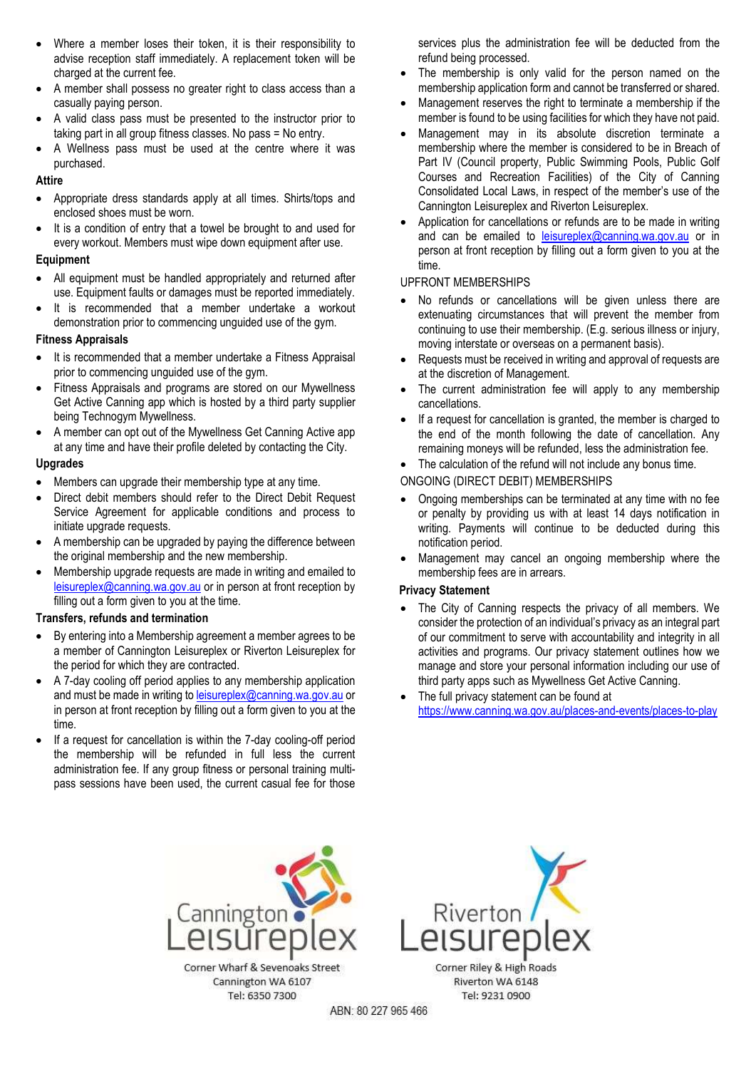- Where a member loses their token, it is their responsibility to advise reception staff immediately. A replacement token will be charged at the current fee.
- A member shall possess no greater right to class access than a casually paying person.
- A valid class pass must be presented to the instructor prior to taking part in all group fitness classes. No pass = No entry.
- A Wellness pass must be used at the centre where it was purchased.

**Attire**

- Appropriate dress standards apply at all times. Shirts/tops and enclosed shoes must be worn.
- It is a condition of entry that a towel be brought to and used for every workout. Members must wipe down equipment after use.

**Equipment**

- All equipment must be handled appropriately and returned after use. Equipment faults or damages must be reported immediately.
- It is recommended that a member undertake a workout demonstration prior to commencing unguided use of the gym.

**Fitness Appraisals**

- It is recommended that a member undertake a Fitness Appraisal prior to commencing unguided use of the gym.
- Fitness Appraisals and programs are stored on our Mywellness Get Active Canning app which is hosted by a third party supplier being Technogym Mywellness.
- A member can opt out of the Mywellness Get Canning Active app at any time and have their profile deleted by contacting the City.

**Upgrades**

- Members can upgrade their membership type at any time.
- Direct debit members should refer to the Direct Debit Request Service Agreement for applicable conditions and process to initiate upgrade requests.
- A membership can be upgraded by paying the difference between the original membership and the new membership.
- Membership upgrade requests are made in writing and emailed to leisureplex@canning.wa.gov.au or in person at front reception by filling out a form given to you at the time.

**Transfers, refunds and termination**

- By entering into a Membership agreement a member agrees to be a member of Cannington Leisureplex or Riverton Leisureplex for the period for which they are contracted.
- A 7-day cooling off period applies to any membership application and must be made in writing to leisureplex@canning.wa.gov.au or in person at front reception by filling out a form given to you at the time.
- If a request for cancellation is within the 7-day cooling-off period the membership will be refunded in full less the current administration fee. If any group fitness or personal training multi-pass sessions have been used, the current casual fee for those services plus the administration fee will be deducted from the refund being processed.
- The membership is only valid for the person named on the membership application form and cannot be transferred or shared.
- Management reserves the right to terminate a membership if the member is found to be using facilities for which they have not paid.
- Management may in its absolute discretion terminate a membership where the member is considered to be in Breach of Part IV (Council property, Public Swimming Pools, Public Golf Courses and Recreation Facilities) of the City of Canning Consolidated Local Laws, in respect of the member's use of the Cannington Leisureplex and Riverton Leisureplex.
- Application for cancellations or refunds are to be made in writing and can be emailed to leisureplex@canning.wa.gov.au or in person at front reception by filling out a form given to you at the time.

UPFRONT MEMBERSHIPS

- No refunds or cancellations will be given unless there are extenuating circumstances that will prevent the member from continuing to use their membership. (E.g. serious illness or injury, moving interstate or overseas on a permanent basis).
- Requests must be received in writing and approval of requests are at the discretion of Management.
- The current administration fee will apply to any membership cancellations.
- If a request for cancellation is granted, the member is charged to the end of the month following the date of cancellation. Any remaining moneys will be refunded, less the administration fee.
- The calculation of the refund will not include any bonus time.

ONGOING (DIRECT DEBIT) MEMBERSHIPS

- Ongoing memberships can be terminated at any time with no fee or penalty by providing us with at least 14 days notification in writing. Payments will continue to be deducted during this notification period.
- Management may cancel an ongoing membership where the membership fees are in arrears.

**Privacy Statement**

- The City of Canning respects the privacy of all members. We consider the protection of an individual's privacy as an integral part of our commitment to serve with accountability and integrity in all activities and programs. Our privacy statement outlines how we manage and store your personal information including our use of third party apps such as Mywellness Get Active Canning.
- The full privacy statement can be found at https://www.canning.wa.gov.au/places-and-events/places-to-play

Cannington Leisureplex
Corner Wharf & Sevenoaks Street
Cannington WA 6107
Tel: 6350 7300

Riverton Leisureplex
Corner Riley & High Roads
Riverton WA 6148
Tel: 9231 0900

ABN: 80 227 965 466